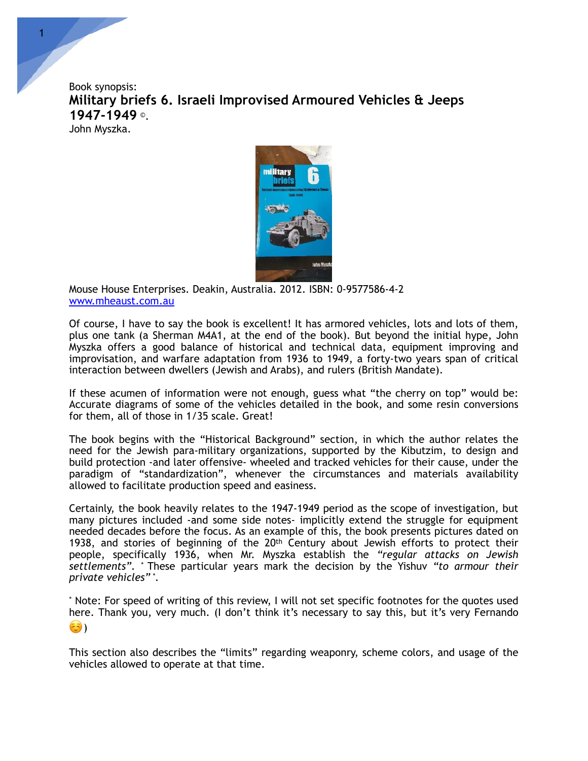Book synopsis:

# Military briefs 6. Israeli Improvised Armoured Vehicles & Jeeps 1947-1949 ©.

John Myszka.

Mouse House Enterprises. Deakin, Australia. 2012. ISBN: 0-9577586-4-2
www.mheaust.com.au

Of course, I have to say the book is excellent! It has armored vehicles, lots and lots of them, plus one tank (a Sherman M4A1, at the end of the book). But beyond the initial hype, John Myszka offers a good balance of historical and technical data, equipment improving and improvisation, and warfare adaptation from 1936 to 1949, a forty-two years span of critical interaction between dwellers (Jewish and Arabs), and rulers (British Mandate).

If these acumen of information were not enough, guess what "the cherry on top" would be: Accurate diagrams of some of the vehicles detailed in the book, and some resin conversions for them, all of those in 1/35 scale. Great!

The book begins with the "Historical Background" section, in which the author relates the need for the Jewish para-military organizations, supported by the Kibutzim, to design and build protection -and later offensive- wheeled and tracked vehicles for their cause, under the paradigm of "standardization", whenever the circumstances and materials availability allowed to facilitate production speed and easiness.

Certainly, the book heavily relates to the 1947-1949 period as the scope of investigation, but many pictures included -and some side notes- implicitly extend the struggle for equipment needed decades before the focus. As an example of this, the book presents pictures dated on 1938, and stories of beginning of the 20th Century about Jewish efforts to protect their people, specifically 1936, when Mr. Myszka establish the *"regular attacks on Jewish settlements"*. * These particular years mark the decision by the Yishuv *"to armour their private vehicles"* *.

* Note: For speed of writing of this review, I will not set specific footnotes for the quotes used here. Thank you, very much. (I don't think it's necessary to say this, but it's very Fernando ☺️)

This section also describes the "limits" regarding weaponry, scheme colors, and usage of the vehicles allowed to operate at that time.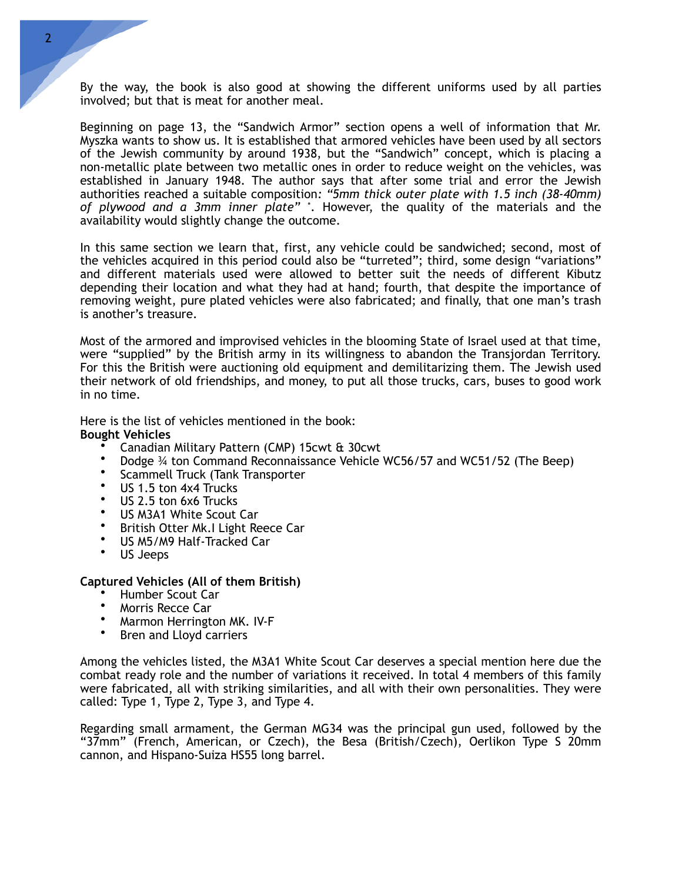By the way, the book is also good at showing the different uniforms used by all parties involved; but that is meat for another meal.

Beginning on page 13, the "Sandwich Armor" section opens a well of information that Mr. Myszka wants to show us. It is established that armored vehicles have been used by all sectors of the Jewish community by around 1938, but the "Sandwich" concept, which is placing a non-metallic plate between two metallic ones in order to reduce weight on the vehicles, was established in January 1948. The author says that after some trial and error the Jewish authorities reached a suitable composition: *"5mm thick outer plate with 1.5 inch (38-40mm) of plywood and a 3mm inner plate"* [*]. However, the quality of the materials and the availability would slightly change the outcome.

In this same section we learn that, first, any vehicle could be sandwiched; second, most of the vehicles acquired in this period could also be "turreted"; third, some design "variations" and different materials used were allowed to better suit the needs of different Kibutz depending their location and what they had at hand; fourth, that despite the importance of removing weight, pure plated vehicles were also fabricated; and finally, that one man's trash is another's treasure.

Most of the armored and improvised vehicles in the blooming State of Israel used at that time, were "supplied" by the British army in its willingness to abandon the Transjordan Territory. For this the British were auctioning old equipment and demilitarizing them. The Jewish used their network of old friendships, and money, to put all those trucks, cars, buses to good work in no time.

Here is the list of vehicles mentioned in the book:

**Bought Vehicles**

- Canadian Military Pattern (CMP) 15cwt & 30cwt
- Dodge ¾ ton Command Reconnaissance Vehicle WC56/57 and WC51/52 (The Beep)
- Scammell Truck (Tank Transporter
- US 1.5 ton 4x4 Trucks
- US 2.5 ton 6x6 Trucks
- US M3A1 White Scout Car
- British Otter Mk.I Light Reece Car
- US M5/M9 Half-Tracked Car
- US Jeeps

**Captured Vehicles (All of them British)**

- Humber Scout Car
- Morris Recce Car
- Marmon Herrington MK. IV-F
- Bren and Lloyd carriers

Among the vehicles listed, the M3A1 White Scout Car deserves a special mention here due the combat ready role and the number of variations it received. In total 4 members of this family were fabricated, all with striking similarities, and all with their own personalities. They were called: Type 1, Type 2, Type 3, and Type 4.

Regarding small armament, the German MG34 was the principal gun used, followed by the "37mm" (French, American, or Czech), the Besa (British/Czech), Oerlikon Type S 20mm cannon, and Hispano-Suiza HS55 long barrel.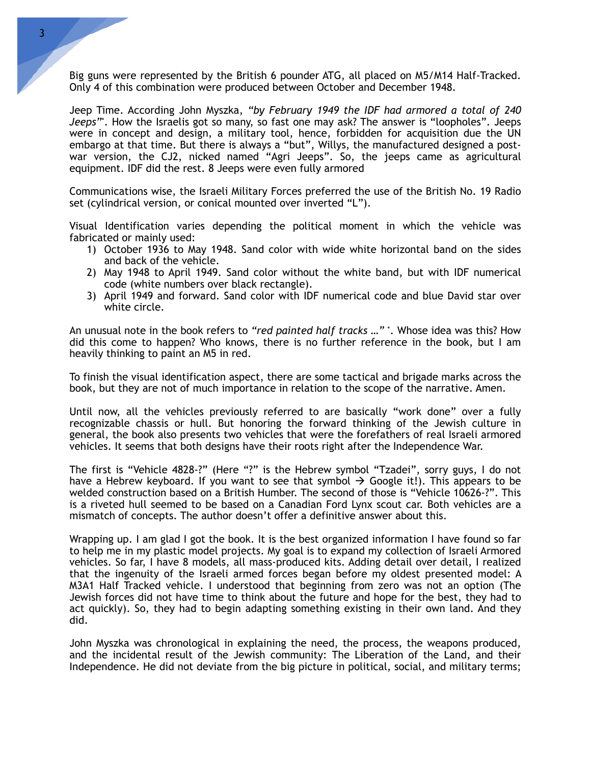Big guns were represented by the British 6 pounder ATG, all placed on M5/M14 Half-Tracked. Only 4 of this combination were produced between October and December 1948.

Jeep Time. According John Myszka, *"by February 1949 the IDF had armored a total of 240 Jeeps"*[*]. How the Israelis got so many, so fast one may ask? The answer is "loopholes". Jeeps were in concept and design, a military tool, hence, forbidden for acquisition due the UN embargo at that time. But there is always a "but", Willys, the manufactured designed a post-war version, the CJ2, nicked named "Agri Jeeps". So, the jeeps came as agricultural equipment. IDF did the rest. 8 Jeeps were even fully armored

Communications wise, the Israeli Military Forces preferred the use of the British No. 19 Radio set (cylindrical version, or conical mounted over inverted "L").

Visual Identification varies depending the political moment in which the vehicle was fabricated or mainly used:

1) October 1936 to May 1948. Sand color with wide white horizontal band on the sides and back of the vehicle.
2) May 1948 to April 1949. Sand color without the white band, but with IDF numerical code (white numbers over black rectangle).
3) April 1949 and forward. Sand color with IDF numerical code and blue David star over white circle.

An unusual note in the book refers to *"red painted half tracks …"* [*]. Whose idea was this? How did this come to happen? Who knows, there is no further reference in the book, but I am heavily thinking to paint an M5 in red.

To finish the visual identification aspect, there are some tactical and brigade marks across the book, but they are not of much importance in relation to the scope of the narrative. Amen.

Until now, all the vehicles previously referred to are basically "work done" over a fully recognizable chassis or hull. But honoring the forward thinking of the Jewish culture in general, the book also presents two vehicles that were the forefathers of real Israeli armored vehicles. It seems that both designs have their roots right after the Independence War.

The first is "Vehicle 4828-?" (Here "?" is the Hebrew symbol "Tzadei", sorry guys, I do not have a Hebrew keyboard. If you want to see that symbol → Google it!). This appears to be welded construction based on a British Humber. The second of those is "Vehicle 10626-?". This is a riveted hull seemed to be based on a Canadian Ford Lynx scout car. Both vehicles are a mismatch of concepts. The author doesn't offer a definitive answer about this.

Wrapping up. I am glad I got the book. It is the best organized information I have found so far to help me in my plastic model projects. My goal is to expand my collection of Israeli Armored vehicles. So far, I have 8 models, all mass-produced kits. Adding detail over detail, I realized that the ingenuity of the Israeli armed forces began before my oldest presented model: A M3A1 Half Tracked vehicle. I understood that beginning from zero was not an option (The Jewish forces did not have time to think about the future and hope for the best, they had to act quickly). So, they had to begin adapting something existing in their own land. And they did.

John Myszka was chronological in explaining the need, the process, the weapons produced, and the incidental result of the Jewish community: The Liberation of the Land, and their Independence. He did not deviate from the big picture in political, social, and military terms;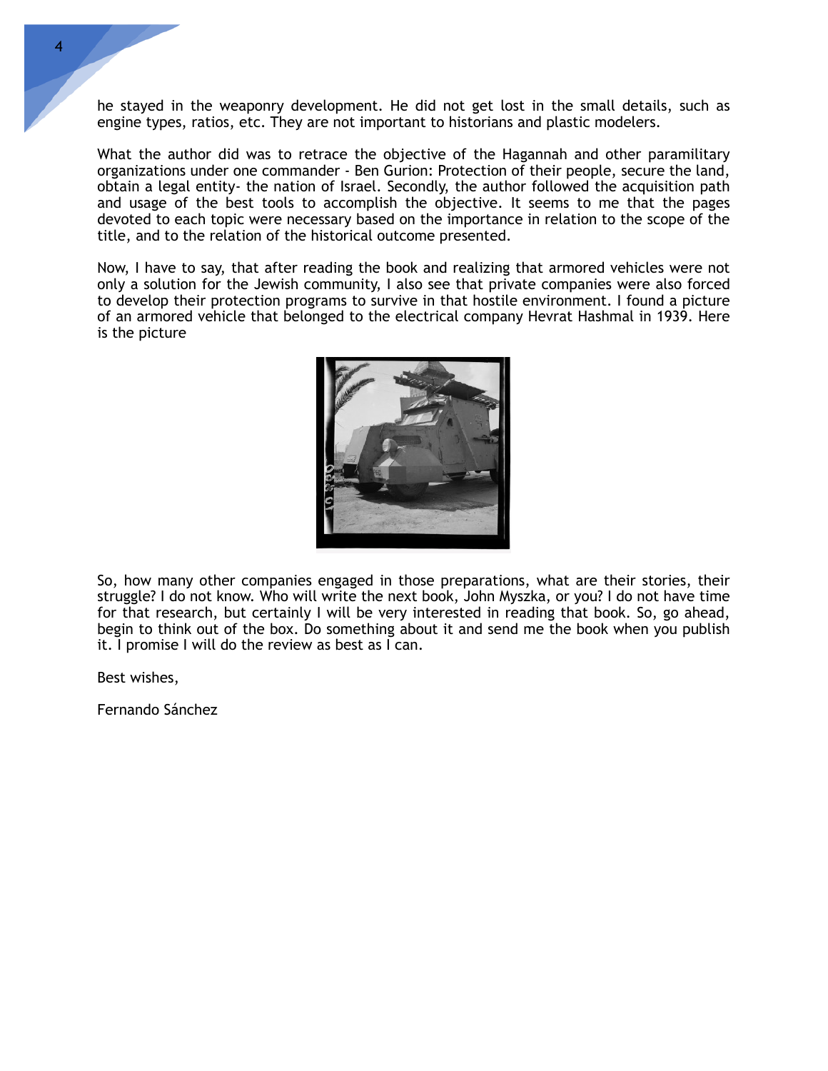he stayed in the weaponry development. He did not get lost in the small details, such as engine types, ratios, etc. They are not important to historians and plastic modelers.

What the author did was to retrace the objective of the Hagannah and other paramilitary organizations under one commander - Ben Gurion: Protection of their people, secure the land, obtain a legal entity- the nation of Israel. Secondly, the author followed the acquisition path and usage of the best tools to accomplish the objective. It seems to me that the pages devoted to each topic were necessary based on the importance in relation to the scope of the title, and to the relation of the historical outcome presented.

Now, I have to say, that after reading the book and realizing that armored vehicles were not only a solution for the Jewish community, I also see that private companies were also forced to develop their protection programs to survive in that hostile environment. I found a picture of an armored vehicle that belonged to the electrical company Hevrat Hashmal in 1939. Here is the picture

So, how many other companies engaged in those preparations, what are their stories, their struggle? I do not know. Who will write the next book, John Myszka, or you? I do not have time for that research, but certainly I will be very interested in reading that book. So, go ahead, begin to think out of the box. Do something about it and send me the book when you publish it. I promise I will do the review as best as I can.

Best wishes,

Fernando Sánchez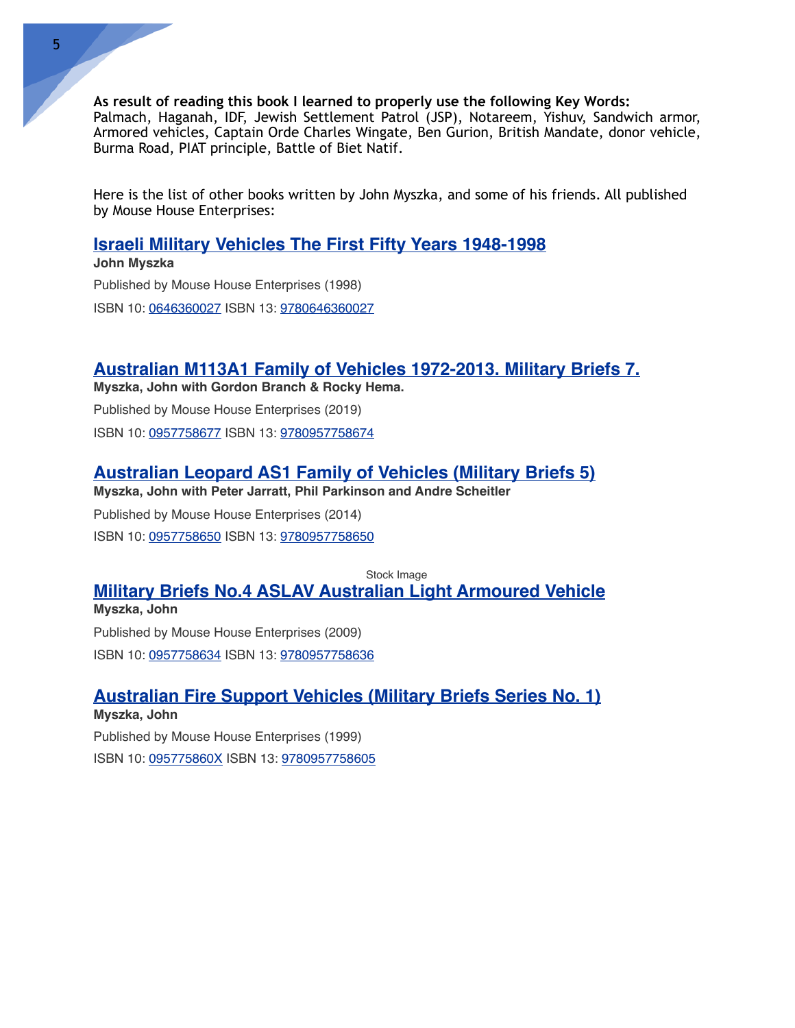**As result of reading this book I learned to properly use the following Key Words:**
Palmach, Haganah, IDF, Jewish Settlement Patrol (JSP), Notareem, Yishuv, Sandwich armor, Armored vehicles, Captain Orde Charles Wingate, Ben Gurion, British Mandate, donor vehicle, Burma Road, PIAT principle, Battle of Biet Natif.

Here is the list of other books written by John Myszka, and some of his friends. All published by Mouse House Enterprises:

## Israeli Military Vehicles The First Fifty Years 1948-1998

**John Myszka**

Published by Mouse House Enterprises (1998)

ISBN 10: 0646360027 ISBN 13: 9780646360027

## Australian M113A1 Family of Vehicles 1972-2013. Military Briefs 7.

**Myszka, John with Gordon Branch & Rocky Hema.**

Published by Mouse House Enterprises (2019)

ISBN 10: 0957758677 ISBN 13: 9780957758674

## Australian Leopard AS1 Family of Vehicles (Military Briefs 5)

**Myszka, John with Peter Jarratt, Phil Parkinson and Andre Scheitler**

Published by Mouse House Enterprises (2014)

ISBN 10: 0957758650 ISBN 13: 9780957758650

Stock Image

## Military Briefs No.4 ASLAV Australian Light Armoured Vehicle

**Myszka, John**

Published by Mouse House Enterprises (2009)

ISBN 10: 0957758634 ISBN 13: 9780957758636

## Australian Fire Support Vehicles (Military Briefs Series No. 1)

**Myszka, John**

Published by Mouse House Enterprises (1999)

ISBN 10: 095775860X ISBN 13: 9780957758605